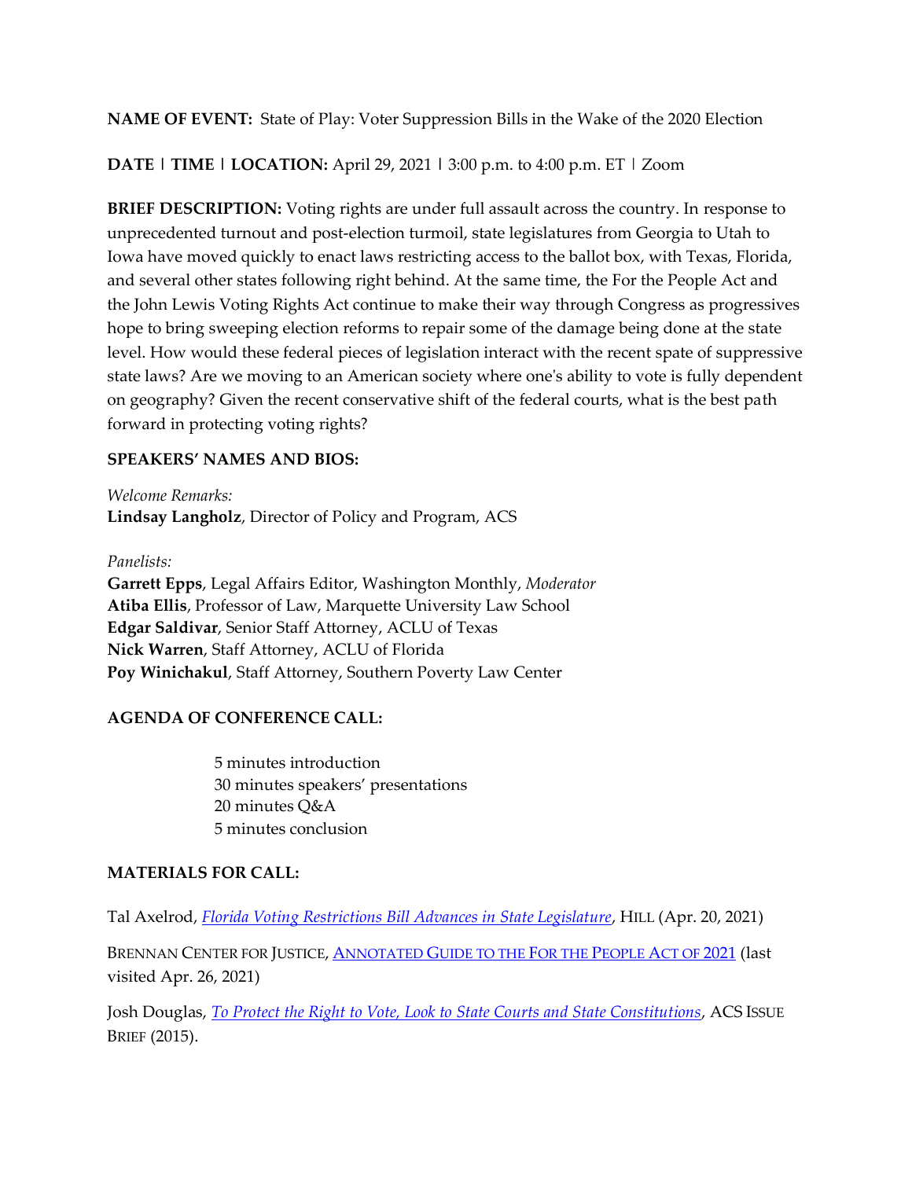**NAME OF EVENT:** State of Play: Voter Suppression Bills in the Wake of the 2020 Election

**DATE | TIME | LOCATION:** April 29, 2021 | 3:00 p.m. to 4:00 p.m. ET | Zoom

**BRIEF DESCRIPTION:** Voting rights are under full assault across the country. In response to unprecedented turnout and post-election turmoil, state legislatures from Georgia to Utah to Iowa have moved quickly to enact laws restricting access to the ballot box, with Texas, Florida, and several other states following right behind. At the same time, the For the People Act and the John Lewis Voting Rights Act continue to make their way through Congress as progressives hope to bring sweeping election reforms to repair some of the damage being done at the state level. How would these federal pieces of legislation interact with the recent spate of suppressive state laws? Are we moving to an American society where one's ability to vote is fully dependent on geography? Given the recent conservative shift of the federal courts, what is the best path forward in protecting voting rights?

**SPEAKERS' NAMES AND BIOS:**

*Welcome Remarks:*
**Lindsay Langholz**, Director of Policy and Program, ACS

*Panelists:*
**Garrett Epps**, Legal Affairs Editor, Washington Monthly, *Moderator*
**Atiba Ellis**, Professor of Law, Marquette University Law School
**Edgar Saldivar**, Senior Staff Attorney, ACLU of Texas
**Nick Warren**, Staff Attorney, ACLU of Florida
**Poy Winichakul**, Staff Attorney, Southern Poverty Law Center

**AGENDA OF CONFERENCE CALL:**

5 minutes introduction
30 minutes speakers' presentations
20 minutes Q&A
5 minutes conclusion

**MATERIALS FOR CALL:**

Tal Axelrod, *Florida Voting Restrictions Bill Advances in State Legislature*, HILL (Apr. 20, 2021)

BRENNAN CENTER FOR JUSTICE, ANNOTATED GUIDE TO THE FOR THE PEOPLE ACT OF 2021 (last visited Apr. 26, 2021)

Josh Douglas, *To Protect the Right to Vote, Look to State Courts and State Constitutions*, ACS ISSUE BRIEF (2015).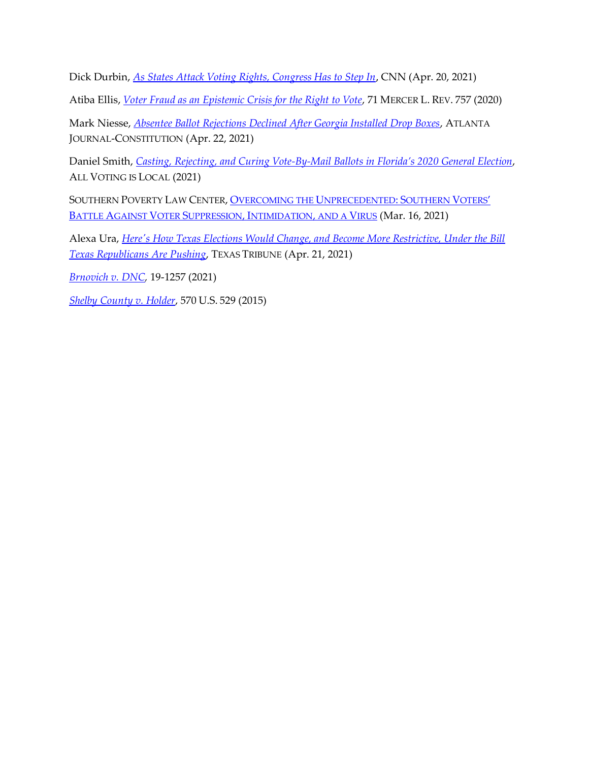Dick Durbin, *As States Attack Voting Rights, Congress Has to Step In*, CNN (Apr. 20, 2021)

Atiba Ellis, *Voter Fraud as an Epistemic Crisis for the Right to Vote*, 71 MERCER L. REV. 757 (2020)

Mark Niesse, *Absentee Ballot Rejections Declined After Georgia Installed Drop Boxes*, ATLANTA JOURNAL-CONSTITUTION (Apr. 22, 2021)

Daniel Smith, *Casting, Rejecting, and Curing Vote-By-Mail Ballots in Florida's 2020 General Election*, ALL VOTING IS LOCAL (2021)

SOUTHERN POVERTY LAW CENTER, OVERCOMING THE UNPRECEDENTED: SOUTHERN VOTERS' BATTLE AGAINST VOTER SUPPRESSION, INTIMIDATION, AND A VIRUS (Mar. 16, 2021)

Alexa Ura, *Here's How Texas Elections Would Change, and Become More Restrictive, Under the Bill Texas Republicans Are Pushing*, TEXAS TRIBUNE (Apr. 21, 2021)

*Brnovich v. DNC*, 19-1257 (2021)

*Shelby County v. Holder*, 570 U.S. 529 (2015)